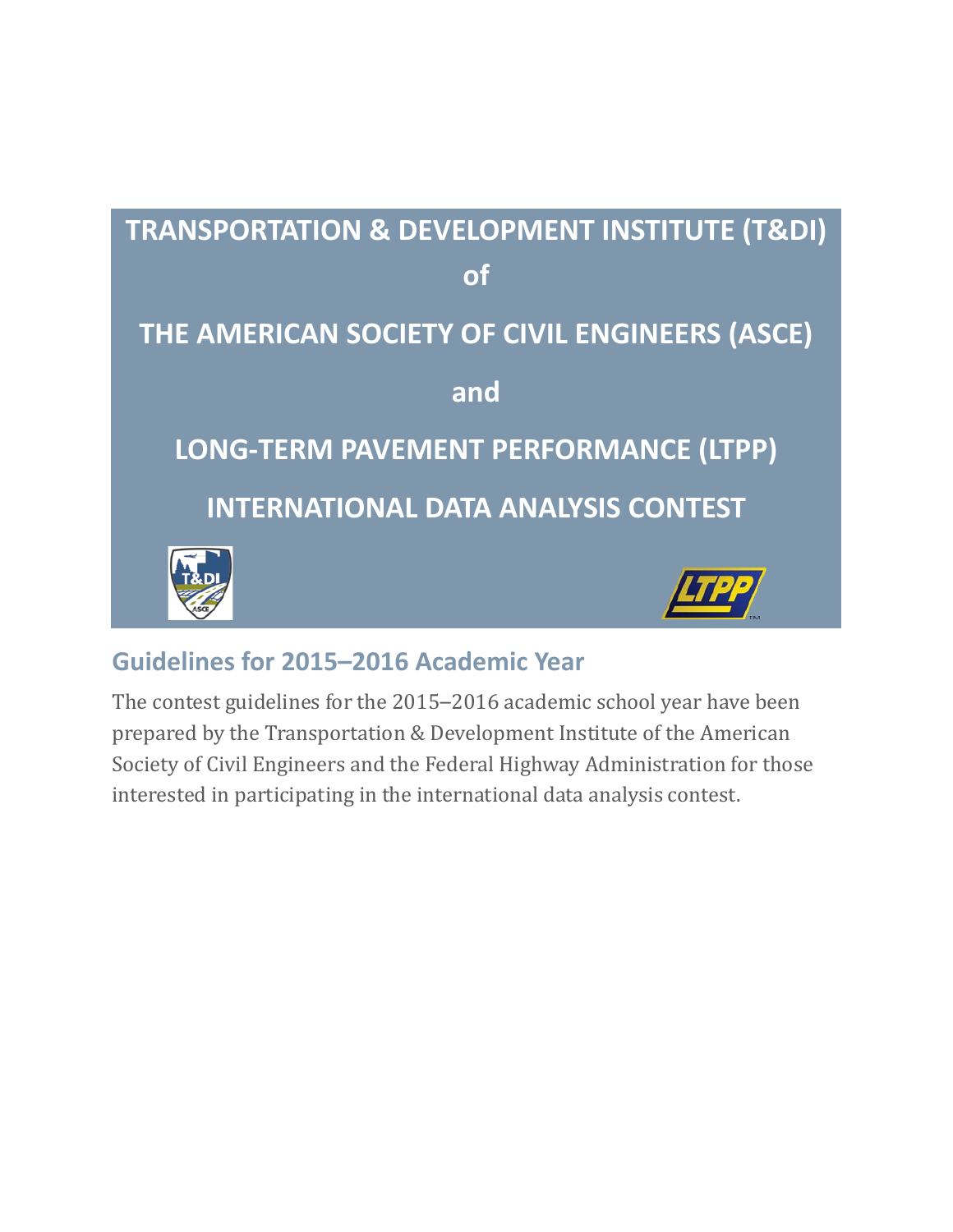# TRANSPORTATION & DEVELOPMENT INSTITUTE (T&DI)

# of

# THE AMERICAN SOCIETY OF CIVIL ENGINEERS (ASCE)

# and

# LONG-TERM PAVEMENT PERFORMANCE (LTPP)

# INTERNATIONAL DATA ANALYSIS CONTEST

## Guidelines for 2015–2016 Academic Year

The contest guidelines for the 2015–2016 academic school year have been prepared by the Transportation & Development Institute of the American Society of Civil Engineers and the Federal Highway Administration for those interested in participating in the international data analysis contest.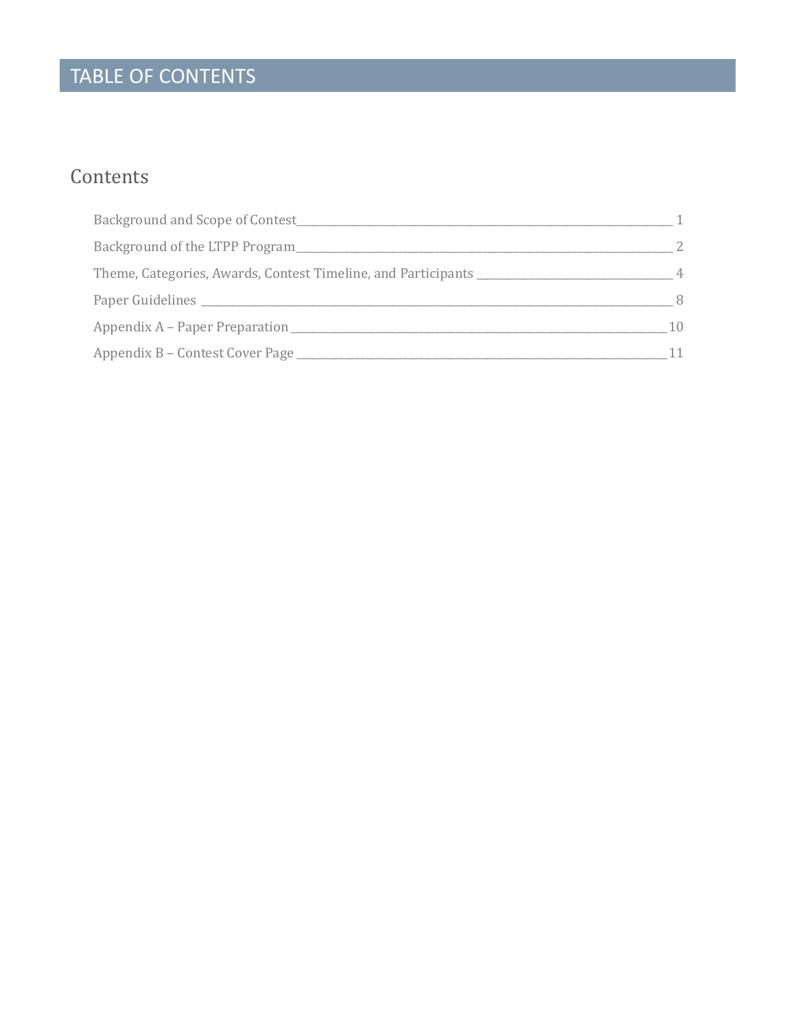# TABLE OF CONTENTS

## Contents

Background and Scope of Contest ____ 1

Background of the LTPP Program ____ 2

Theme, Categories, Awards, Contest Timeline, and Participants ____ 4

Paper Guidelines ____ 8

Appendix A – Paper Preparation ____ 10

Appendix B – Contest Cover Page ____ 11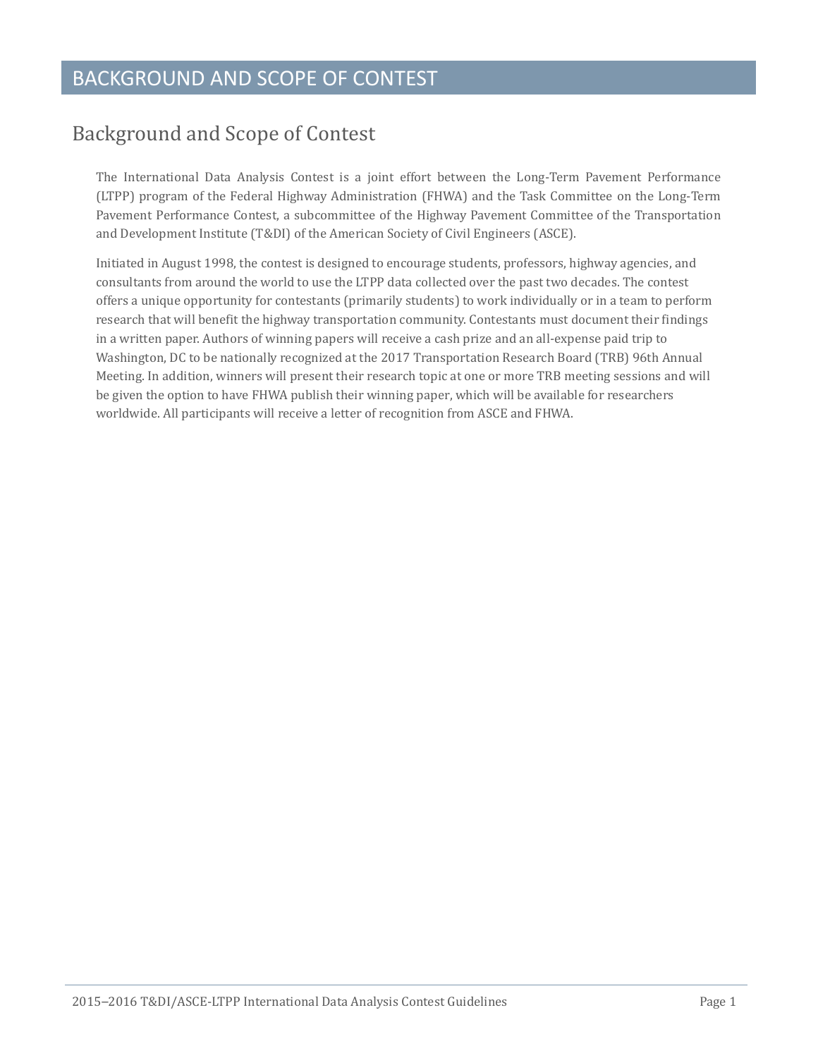# BACKGROUND AND SCOPE OF CONTEST

## Background and Scope of Contest

The International Data Analysis Contest is a joint effort between the Long-Term Pavement Performance (LTPP) program of the Federal Highway Administration (FHWA) and the Task Committee on the Long-Term Pavement Performance Contest, a subcommittee of the Highway Pavement Committee of the Transportation and Development Institute (T&DI) of the American Society of Civil Engineers (ASCE).

Initiated in August 1998, the contest is designed to encourage students, professors, highway agencies, and consultants from around the world to use the LTPP data collected over the past two decades. The contest offers a unique opportunity for contestants (primarily students) to work individually or in a team to perform research that will benefit the highway transportation community. Contestants must document their findings in a written paper. Authors of winning papers will receive a cash prize and an all-expense paid trip to Washington, DC to be nationally recognized at the 2017 Transportation Research Board (TRB) 96th Annual Meeting. In addition, winners will present their research topic at one or more TRB meeting sessions and will be given the option to have FHWA publish their winning paper, which will be available for researchers worldwide. All participants will receive a letter of recognition from ASCE and FHWA.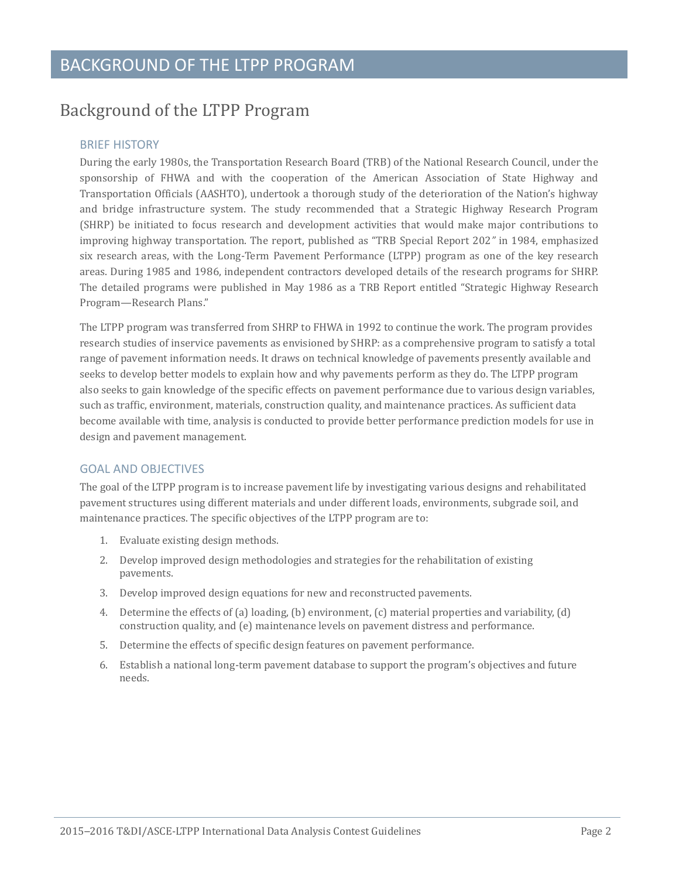# BACKGROUND OF THE LTPP PROGRAM

## Background of the LTPP Program

### BRIEF HISTORY

During the early 1980s, the Transportation Research Board (TRB) of the National Research Council, under the sponsorship of FHWA and with the cooperation of the American Association of State Highway and Transportation Officials (AASHTO), undertook a thorough study of the deterioration of the Nation's highway and bridge infrastructure system. The study recommended that a Strategic Highway Research Program (SHRP) be initiated to focus research and development activities that would make major contributions to improving highway transportation. The report, published as "TRB Special Report 202" in 1984, emphasized six research areas, with the Long-Term Pavement Performance (LTPP) program as one of the key research areas. During 1985 and 1986, independent contractors developed details of the research programs for SHRP. The detailed programs were published in May 1986 as a TRB Report entitled "Strategic Highway Research Program—Research Plans."

The LTPP program was transferred from SHRP to FHWA in 1992 to continue the work. The program provides research studies of inservice pavements as envisioned by SHRP: as a comprehensive program to satisfy a total range of pavement information needs. It draws on technical knowledge of pavements presently available and seeks to develop better models to explain how and why pavements perform as they do. The LTPP program also seeks to gain knowledge of the specific effects on pavement performance due to various design variables, such as traffic, environment, materials, construction quality, and maintenance practices. As sufficient data become available with time, analysis is conducted to provide better performance prediction models for use in design and pavement management.

### GOAL AND OBJECTIVES

The goal of the LTPP program is to increase pavement life by investigating various designs and rehabilitated pavement structures using different materials and under different loads, environments, subgrade soil, and maintenance practices. The specific objectives of the LTPP program are to:

1. Evaluate existing design methods.
2. Develop improved design methodologies and strategies for the rehabilitation of existing pavements.
3. Develop improved design equations for new and reconstructed pavements.
4. Determine the effects of (a) loading, (b) environment, (c) material properties and variability, (d) construction quality, and (e) maintenance levels on pavement distress and performance.
5. Determine the effects of specific design features on pavement performance.
6. Establish a national long-term pavement database to support the program's objectives and future needs.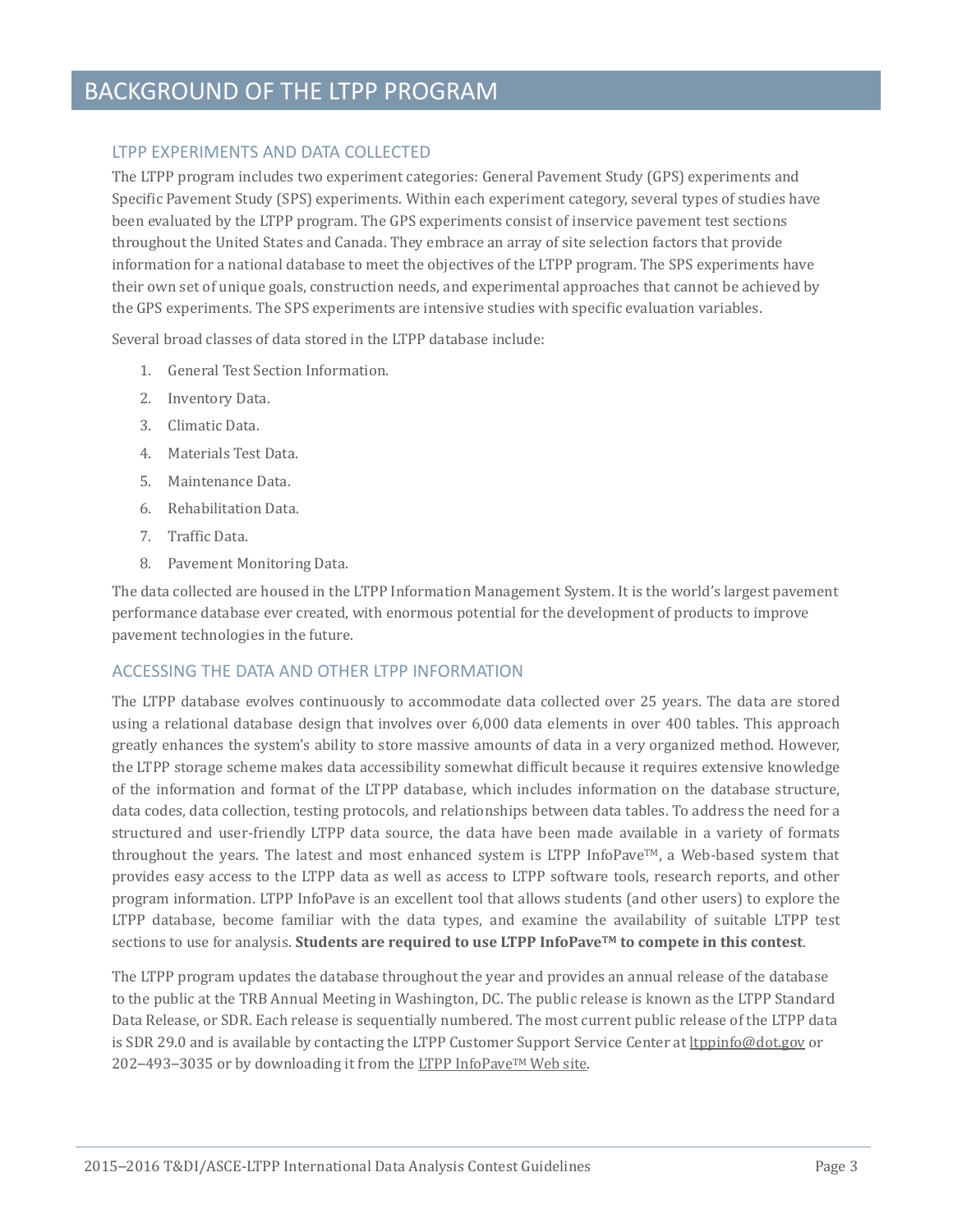# BACKGROUND OF THE LTPP PROGRAM

## LTPP EXPERIMENTS AND DATA COLLECTED

The LTPP program includes two experiment categories: General Pavement Study (GPS) experiments and Specific Pavement Study (SPS) experiments. Within each experiment category, several types of studies have been evaluated by the LTPP program. The GPS experiments consist of inservice pavement test sections throughout the United States and Canada. They embrace an array of site selection factors that provide information for a national database to meet the objectives of the LTPP program. The SPS experiments have their own set of unique goals, construction needs, and experimental approaches that cannot be achieved by the GPS experiments. The SPS experiments are intensive studies with specific evaluation variables.

Several broad classes of data stored in the LTPP database include:

1. General Test Section Information.
2. Inventory Data.
3. Climatic Data.
4. Materials Test Data.
5. Maintenance Data.
6. Rehabilitation Data.
7. Traffic Data.
8. Pavement Monitoring Data.

The data collected are housed in the LTPP Information Management System. It is the world's largest pavement performance database ever created, with enormous potential for the development of products to improve pavement technologies in the future.

## ACCESSING THE DATA AND OTHER LTPP INFORMATION

The LTPP database evolves continuously to accommodate data collected over 25 years. The data are stored using a relational database design that involves over 6,000 data elements in over 400 tables. This approach greatly enhances the system's ability to store massive amounts of data in a very organized method. However, the LTPP storage scheme makes data accessibility somewhat difficult because it requires extensive knowledge of the information and format of the LTPP database, which includes information on the database structure, data codes, data collection, testing protocols, and relationships between data tables. To address the need for a structured and user-friendly LTPP data source, the data have been made available in a variety of formats throughout the years. The latest and most enhanced system is LTPP InfoPave™, a Web-based system that provides easy access to the LTPP data as well as access to LTPP software tools, research reports, and other program information. LTPP InfoPave is an excellent tool that allows students (and other users) to explore the LTPP database, become familiar with the data types, and examine the availability of suitable LTPP test sections to use for analysis. **Students are required to use LTPP InfoPave™ to compete in this contest**.

The LTPP program updates the database throughout the year and provides an annual release of the database to the public at the TRB Annual Meeting in Washington, DC. The public release is known as the LTPP Standard Data Release, or SDR. Each release is sequentially numbered. The most current public release of the LTPP data is SDR 29.0 and is available by contacting the LTPP Customer Support Service Center at ltppinfo@dot.gov or 202–493–3035 or by downloading it from the LTPP InfoPave™ Web site.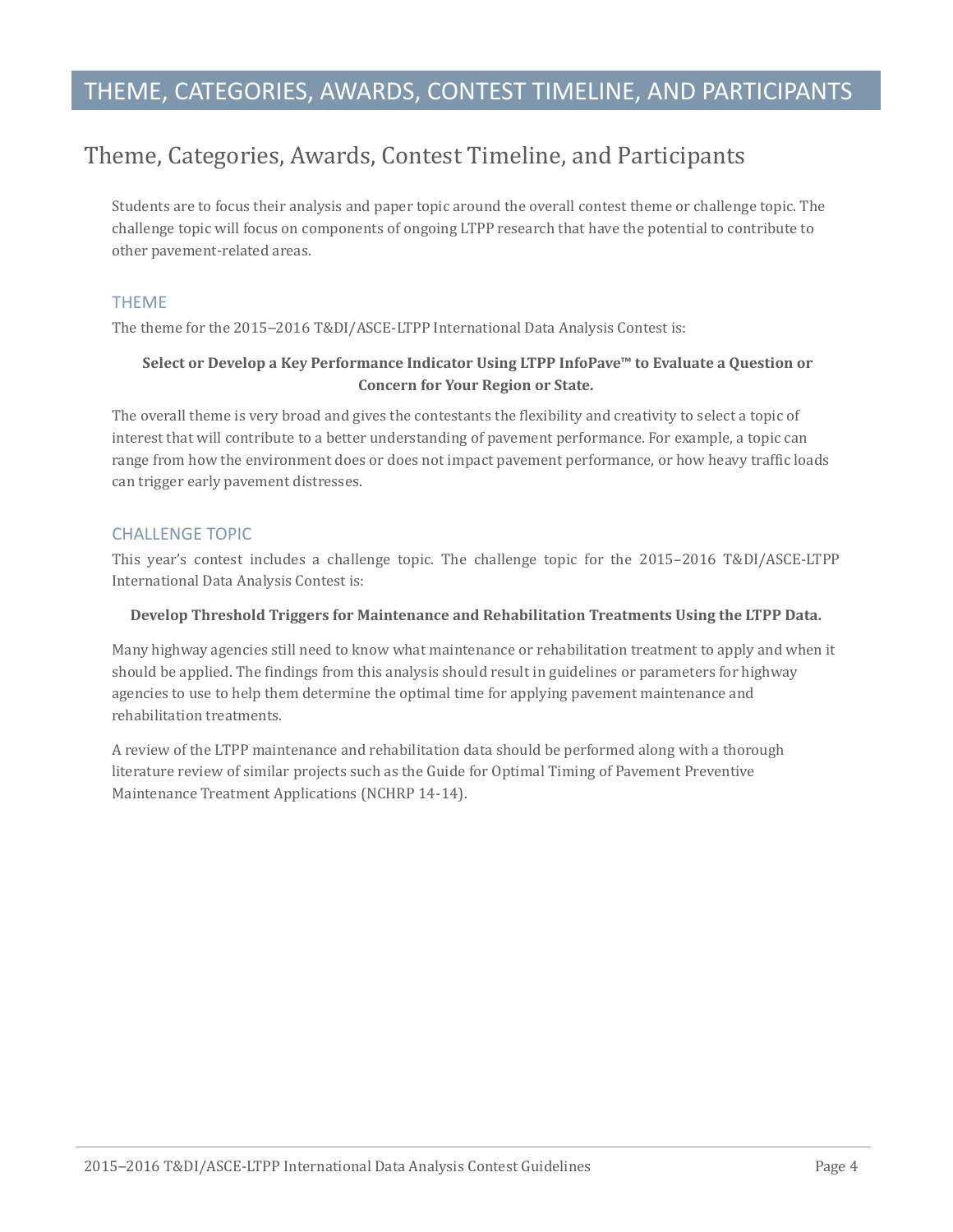# THEME, CATEGORIES, AWARDS, CONTEST TIMELINE, AND PARTICIPANTS

## Theme, Categories, Awards, Contest Timeline, and Participants

Students are to focus their analysis and paper topic around the overall contest theme or challenge topic. The challenge topic will focus on components of ongoing LTPP research that have the potential to contribute to other pavement-related areas.

### THEME

The theme for the 2015–2016 T&DI/ASCE-LTPP International Data Analysis Contest is:

**Select or Develop a Key Performance Indicator Using LTPP InfoPave™ to Evaluate a Question or Concern for Your Region or State.**

The overall theme is very broad and gives the contestants the flexibility and creativity to select a topic of interest that will contribute to a better understanding of pavement performance. For example, a topic can range from how the environment does or does not impact pavement performance, or how heavy traffic loads can trigger early pavement distresses.

### CHALLENGE TOPIC

This year's contest includes a challenge topic. The challenge topic for the 2015–2016 T&DI/ASCE-LTPP International Data Analysis Contest is:

**Develop Threshold Triggers for Maintenance and Rehabilitation Treatments Using the LTPP Data.**

Many highway agencies still need to know what maintenance or rehabilitation treatment to apply and when it should be applied. The findings from this analysis should result in guidelines or parameters for highway agencies to use to help them determine the optimal time for applying pavement maintenance and rehabilitation treatments.

A review of the LTPP maintenance and rehabilitation data should be performed along with a thorough literature review of similar projects such as the Guide for Optimal Timing of Pavement Preventive Maintenance Treatment Applications (NCHRP 14-14).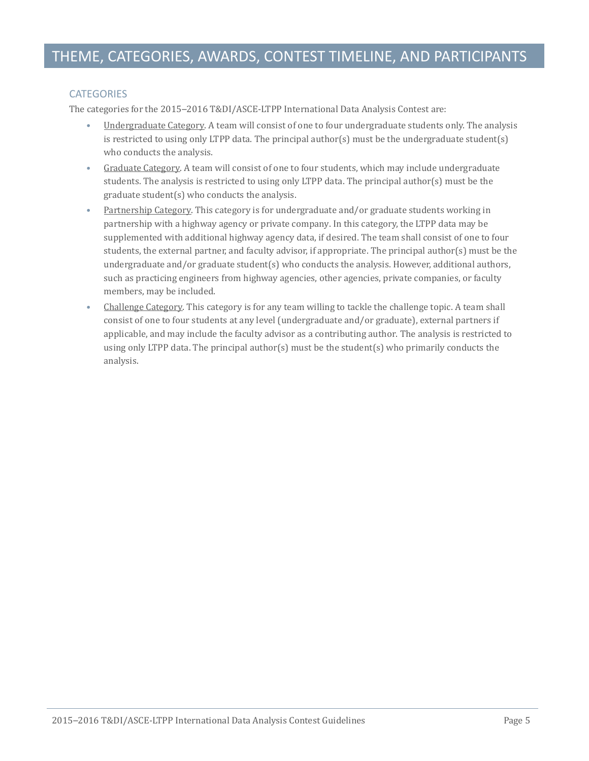# THEME, CATEGORIES, AWARDS, CONTEST TIMELINE, AND PARTICIPANTS

## CATEGORIES

The categories for the 2015–2016 T&DI/ASCE-LTPP International Data Analysis Contest are:

- Undergraduate Category. A team will consist of one to four undergraduate students only. The analysis is restricted to using only LTPP data. The principal author(s) must be the undergraduate student(s) who conducts the analysis.
- Graduate Category. A team will consist of one to four students, which may include undergraduate students. The analysis is restricted to using only LTPP data. The principal author(s) must be the graduate student(s) who conducts the analysis.
- Partnership Category. This category is for undergraduate and/or graduate students working in partnership with a highway agency or private company. In this category, the LTPP data may be supplemented with additional highway agency data, if desired. The team shall consist of one to four students, the external partner, and faculty advisor, if appropriate. The principal author(s) must be the undergraduate and/or graduate student(s) who conducts the analysis. However, additional authors, such as practicing engineers from highway agencies, other agencies, private companies, or faculty members, may be included.
- Challenge Category. This category is for any team willing to tackle the challenge topic. A team shall consist of one to four students at any level (undergraduate and/or graduate), external partners if applicable, and may include the faculty advisor as a contributing author. The analysis is restricted to using only LTPP data. The principal author(s) must be the student(s) who primarily conducts the analysis.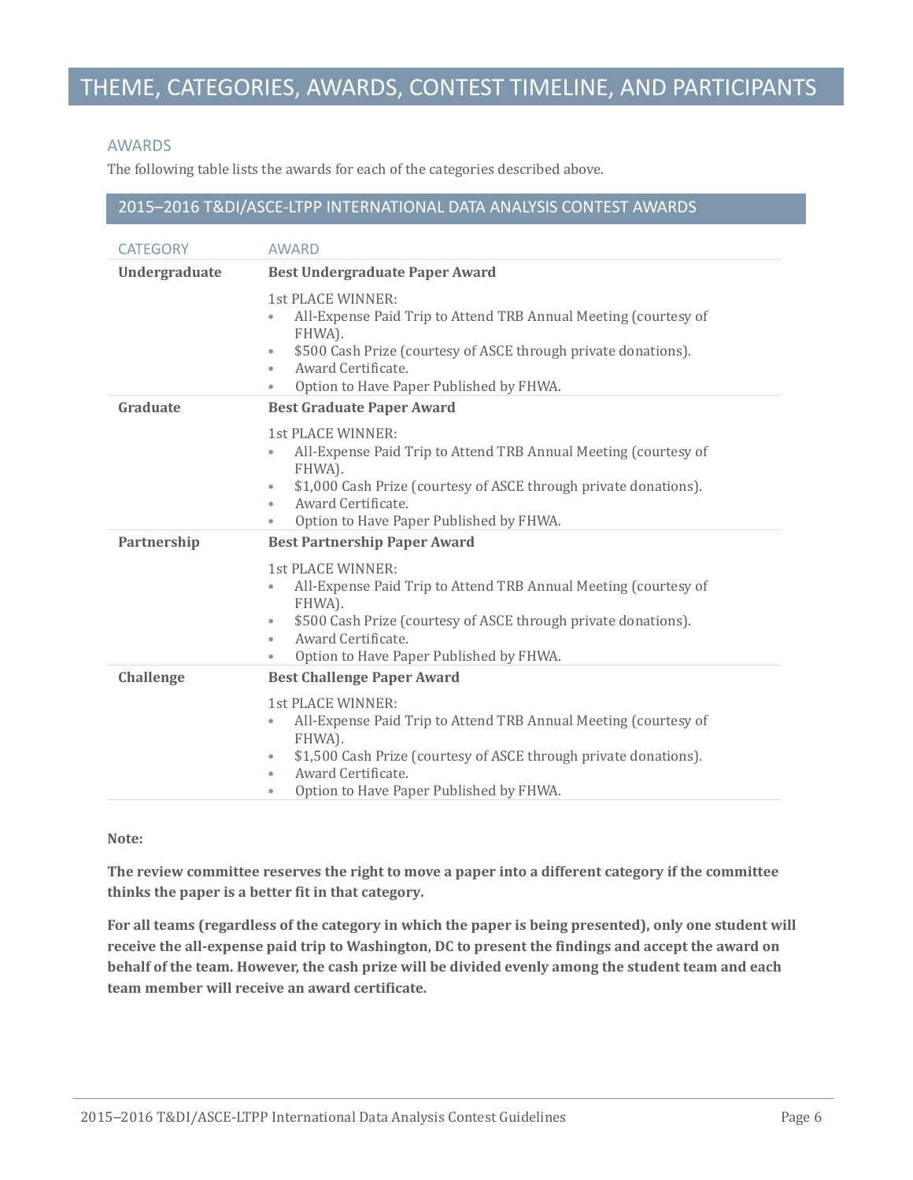# THEME, CATEGORIES, AWARDS, CONTEST TIMELINE, AND PARTICIPANTS

## AWARDS

The following table lists the awards for each of the categories described above.

### 2015–2016 T&DI/ASCE-LTPP INTERNATIONAL DATA ANALYSIS CONTEST AWARDS

| CATEGORY | AWARD |
|---|---|
| **Undergraduate** | **Best Undergraduate Paper Award**<br><br>1st PLACE WINNER:<br>• All-Expense Paid Trip to Attend TRB Annual Meeting (courtesy of FHWA).<br>• $500 Cash Prize (courtesy of ASCE through private donations).<br>• Award Certificate.<br>• Option to Have Paper Published by FHWA. |
| **Graduate** | **Best Graduate Paper Award**<br><br>1st PLACE WINNER:<br>• All-Expense Paid Trip to Attend TRB Annual Meeting (courtesy of FHWA).<br>• $1,000 Cash Prize (courtesy of ASCE through private donations).<br>• Award Certificate.<br>• Option to Have Paper Published by FHWA. |
| **Partnership** | **Best Partnership Paper Award**<br><br>1st PLACE WINNER:<br>• All-Expense Paid Trip to Attend TRB Annual Meeting (courtesy of FHWA).<br>• $500 Cash Prize (courtesy of ASCE through private donations).<br>• Award Certificate.<br>• Option to Have Paper Published by FHWA. |
| **Challenge** | **Best Challenge Paper Award**<br><br>1st PLACE WINNER:<br>• All-Expense Paid Trip to Attend TRB Annual Meeting (courtesy of FHWA).<br>• $1,500 Cash Prize (courtesy of ASCE through private donations).<br>• Award Certificate.<br>• Option to Have Paper Published by FHWA. |

**Note:**

**The review committee reserves the right to move a paper into a different category if the committee thinks the paper is a better fit in that category.**

**For all teams (regardless of the category in which the paper is being presented), only one student will receive the all-expense paid trip to Washington, DC to present the findings and accept the award on behalf of the team. However, the cash prize will be divided evenly among the student team and each team member will receive an award certificate.**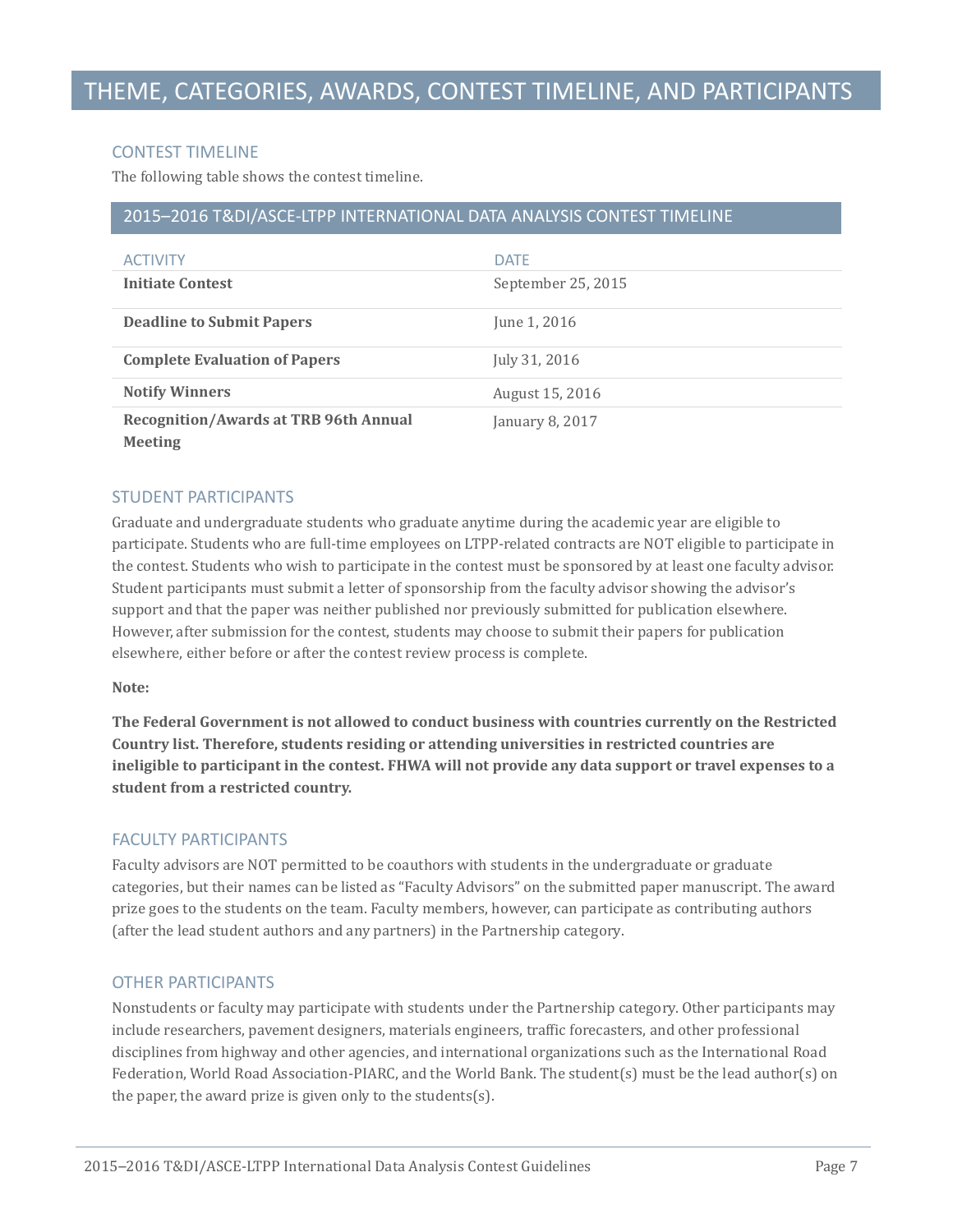# THEME, CATEGORIES, AWARDS, CONTEST TIMELINE, AND PARTICIPANTS

## CONTEST TIMELINE

The following table shows the contest timeline.

**2015–2016 T&DI/ASCE-LTPP INTERNATIONAL DATA ANALYSIS CONTEST TIMELINE**

| ACTIVITY | DATE |
|---|---|
| **Initiate Contest** | September 25, 2015 |
| **Deadline to Submit Papers** | June 1, 2016 |
| **Complete Evaluation of Papers** | July 31, 2016 |
| **Notify Winners** | August 15, 2016 |
| **Recognition/Awards at TRB 96th Annual Meeting** | January 8, 2017 |

## STUDENT PARTICIPANTS

Graduate and undergraduate students who graduate anytime during the academic year are eligible to participate. Students who are full-time employees on LTPP-related contracts are NOT eligible to participate in the contest. Students who wish to participate in the contest must be sponsored by at least one faculty advisor. Student participants must submit a letter of sponsorship from the faculty advisor showing the advisor's support and that the paper was neither published nor previously submitted for publication elsewhere. However, after submission for the contest, students may choose to submit their papers for publication elsewhere, either before or after the contest review process is complete.

**Note:**

**The Federal Government is not allowed to conduct business with countries currently on the Restricted Country list. Therefore, students residing or attending universities in restricted countries are ineligible to participant in the contest. FHWA will not provide any data support or travel expenses to a student from a restricted country.**

## FACULTY PARTICIPANTS

Faculty advisors are NOT permitted to be coauthors with students in the undergraduate or graduate categories, but their names can be listed as "Faculty Advisors" on the submitted paper manuscript. The award prize goes to the students on the team. Faculty members, however, can participate as contributing authors (after the lead student authors and any partners) in the Partnership category.

## OTHER PARTICIPANTS

Nonstudents or faculty may participate with students under the Partnership category. Other participants may include researchers, pavement designers, materials engineers, traffic forecasters, and other professional disciplines from highway and other agencies, and international organizations such as the International Road Federation, World Road Association-PIARC, and the World Bank. The student(s) must be the lead author(s) on the paper, the award prize is given only to the students(s).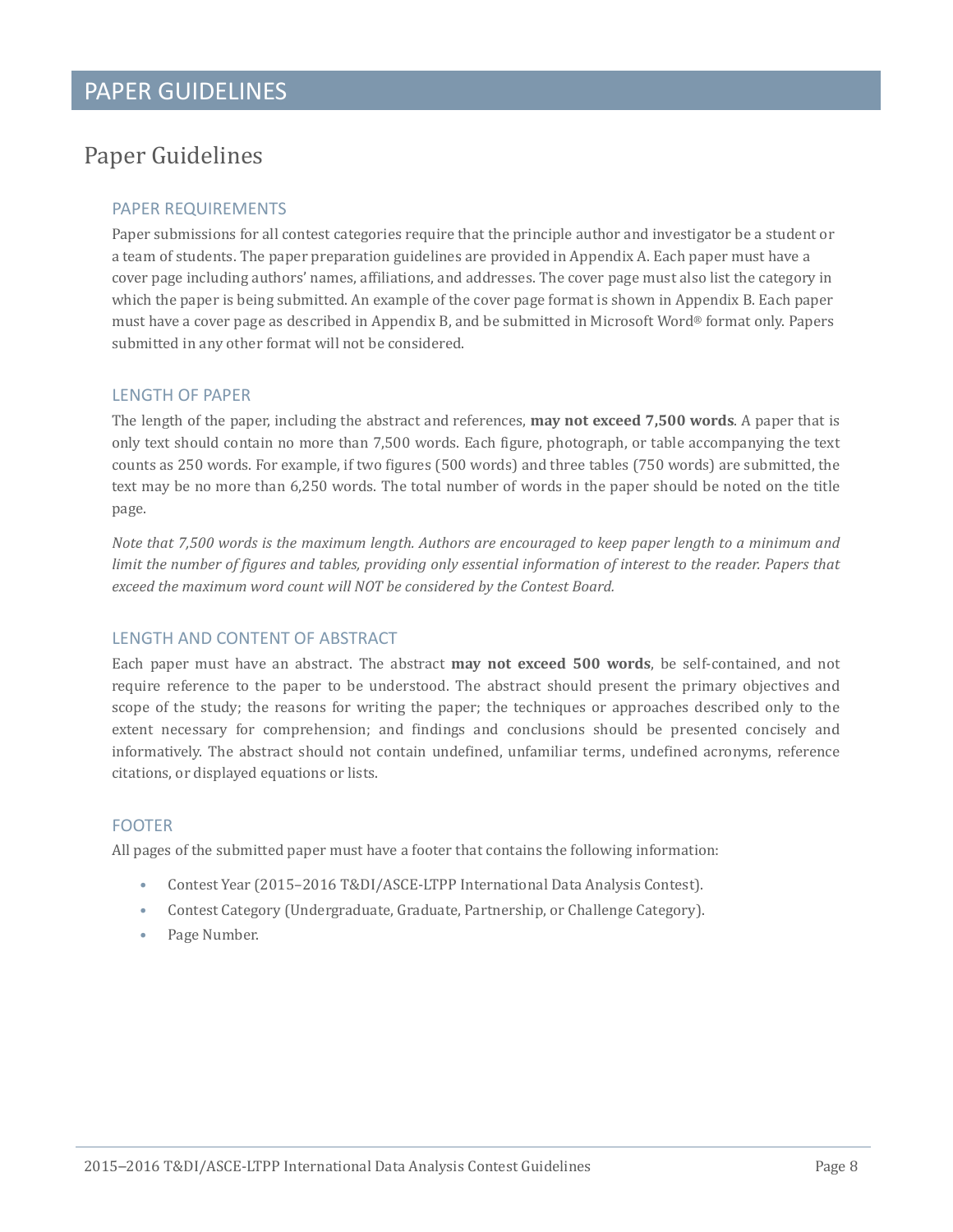# PAPER GUIDELINES

## Paper Guidelines

### PAPER REQUIREMENTS

Paper submissions for all contest categories require that the principle author and investigator be a student or a team of students. The paper preparation guidelines are provided in Appendix A. Each paper must have a cover page including authors' names, affiliations, and addresses. The cover page must also list the category in which the paper is being submitted. An example of the cover page format is shown in Appendix B. Each paper must have a cover page as described in Appendix B, and be submitted in Microsoft Word® format only. Papers submitted in any other format will not be considered.

### LENGTH OF PAPER

The length of the paper, including the abstract and references, **may not exceed 7,500 words**. A paper that is only text should contain no more than 7,500 words. Each figure, photograph, or table accompanying the text counts as 250 words. For example, if two figures (500 words) and three tables (750 words) are submitted, the text may be no more than 6,250 words. The total number of words in the paper should be noted on the title page.

*Note that 7,500 words is the maximum length. Authors are encouraged to keep paper length to a minimum and limit the number of figures and tables, providing only essential information of interest to the reader. Papers that exceed the maximum word count will NOT be considered by the Contest Board.*

### LENGTH AND CONTENT OF ABSTRACT

Each paper must have an abstract. The abstract **may not exceed 500 words**, be self-contained, and not require reference to the paper to be understood. The abstract should present the primary objectives and scope of the study; the reasons for writing the paper; the techniques or approaches described only to the extent necessary for comprehension; and findings and conclusions should be presented concisely and informatively. The abstract should not contain undefined, unfamiliar terms, undefined acronyms, reference citations, or displayed equations or lists.

### FOOTER

All pages of the submitted paper must have a footer that contains the following information:

- Contest Year (2015–2016 T&DI/ASCE-LTPP International Data Analysis Contest).
- Contest Category (Undergraduate, Graduate, Partnership, or Challenge Category).
- Page Number.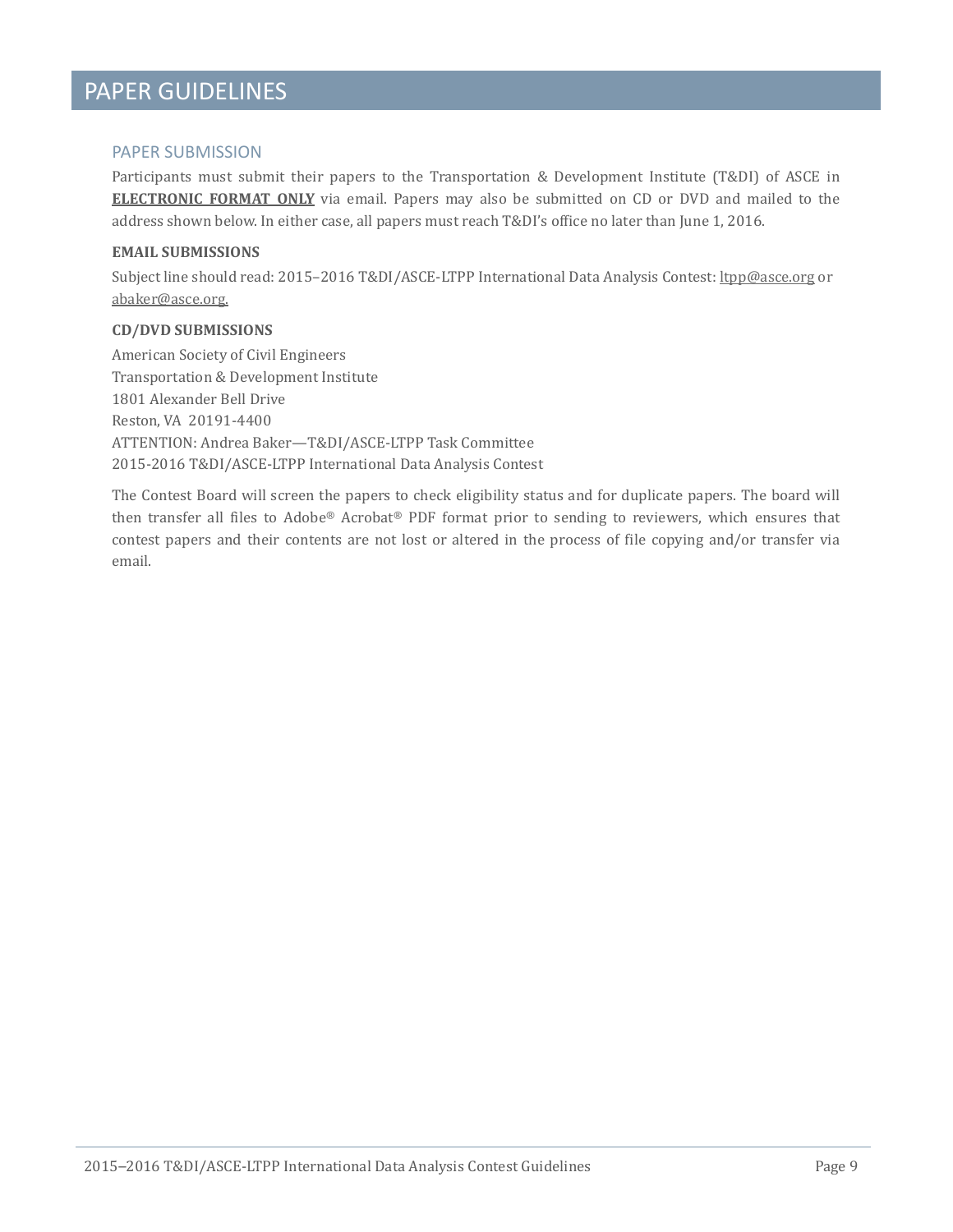# PAPER GUIDELINES

## PAPER SUBMISSION

Participants must submit their papers to the Transportation & Development Institute (T&DI) of ASCE in **ELECTRONIC FORMAT ONLY** via email. Papers may also be submitted on CD or DVD and mailed to the address shown below. In either case, all papers must reach T&DI's office no later than June 1, 2016.

**EMAIL SUBMISSIONS**

Subject line should read: 2015–2016 T&DI/ASCE-LTPP International Data Analysis Contest: ltpp@asce.org or abaker@asce.org.

**CD/DVD SUBMISSIONS**

American Society of Civil Engineers
Transportation & Development Institute
1801 Alexander Bell Drive
Reston, VA 20191-4400
ATTENTION: Andrea Baker—T&DI/ASCE-LTPP Task Committee
2015-2016 T&DI/ASCE-LTPP International Data Analysis Contest

The Contest Board will screen the papers to check eligibility status and for duplicate papers. The board will then transfer all files to Adobe® Acrobat® PDF format prior to sending to reviewers, which ensures that contest papers and their contents are not lost or altered in the process of file copying and/or transfer via email.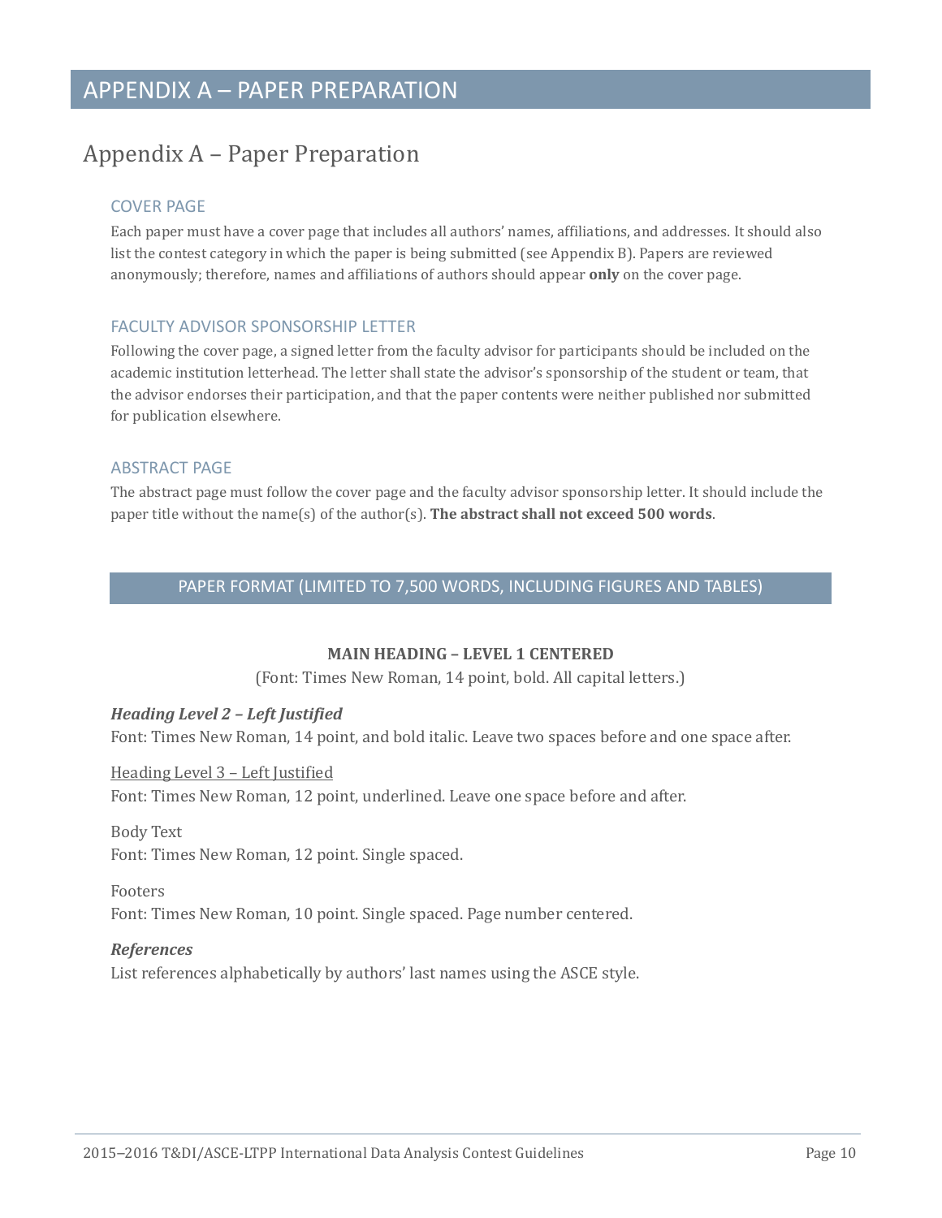# APPENDIX A – PAPER PREPARATION

## Appendix A – Paper Preparation

### COVER PAGE

Each paper must have a cover page that includes all authors' names, affiliations, and addresses. It should also list the contest category in which the paper is being submitted (see Appendix B). Papers are reviewed anonymously; therefore, names and affiliations of authors should appear **only** on the cover page.

### FACULTY ADVISOR SPONSORSHIP LETTER

Following the cover page, a signed letter from the faculty advisor for participants should be included on the academic institution letterhead. The letter shall state the advisor's sponsorship of the student or team, that the advisor endorses their participation, and that the paper contents were neither published nor submitted for publication elsewhere.

### ABSTRACT PAGE

The abstract page must follow the cover page and the faculty advisor sponsorship letter. It should include the paper title without the name(s) of the author(s). **The abstract shall not exceed 500 words**.

### PAPER FORMAT (LIMITED TO 7,500 WORDS, INCLUDING FIGURES AND TABLES)

**MAIN HEADING – LEVEL 1 CENTERED**

(Font: Times New Roman, 14 point, bold. All capital letters.)

***Heading Level 2 – Left Justified***

Font: Times New Roman, 14 point, and bold italic. Leave two spaces before and one space after.

<u>Heading Level 3 – Left Justified</u>

Font: Times New Roman, 12 point, underlined. Leave one space before and after.

Body Text

Font: Times New Roman, 12 point. Single spaced.

Footers

Font: Times New Roman, 10 point. Single spaced. Page number centered.

***References***

List references alphabetically by authors' last names using the ASCE style.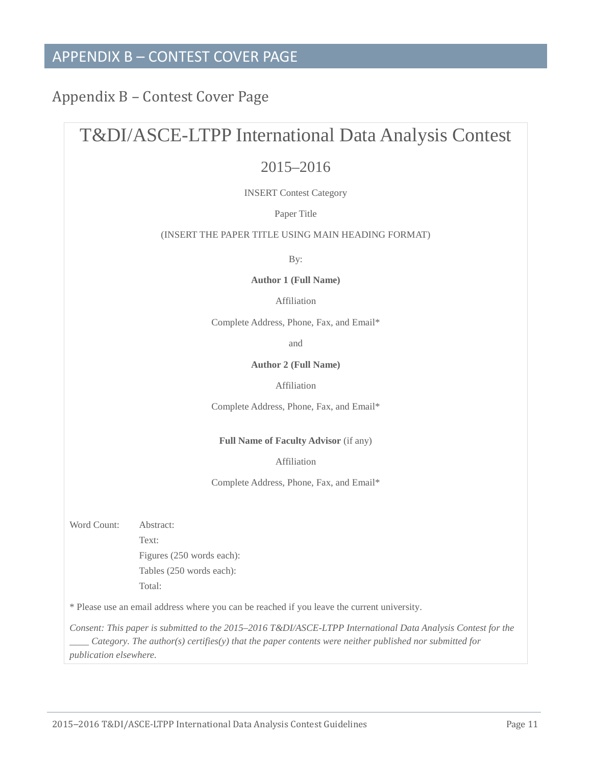# APPENDIX B – CONTEST COVER PAGE

## Appendix B – Contest Cover Page

T&DI/ASCE-LTPP International Data Analysis Contest

2015–2016

INSERT Contest Category

Paper Title

(INSERT THE PAPER TITLE USING MAIN HEADING FORMAT)

By:

**Author 1 (Full Name)**

Affiliation

Complete Address, Phone, Fax, and Email*

and

**Author 2 (Full Name)**

Affiliation

Complete Address, Phone, Fax, and Email*

**Full Name of Faculty Advisor** (if any)

Affiliation

Complete Address, Phone, Fax, and Email*

| | |
|---|---|
| Word Count: | Abstract: |
| | Text: |
| | Figures (250 words each): |
| | Tables (250 words each): |
| | Total: |

* Please use an email address where you can be reached if you leave the current university.

*Consent: This paper is submitted to the 2015–2016 T&DI/ASCE-LTPP International Data Analysis Contest for the ____ Category. The author(s) certifies(y) that the paper contents were neither published nor submitted for publication elsewhere.*